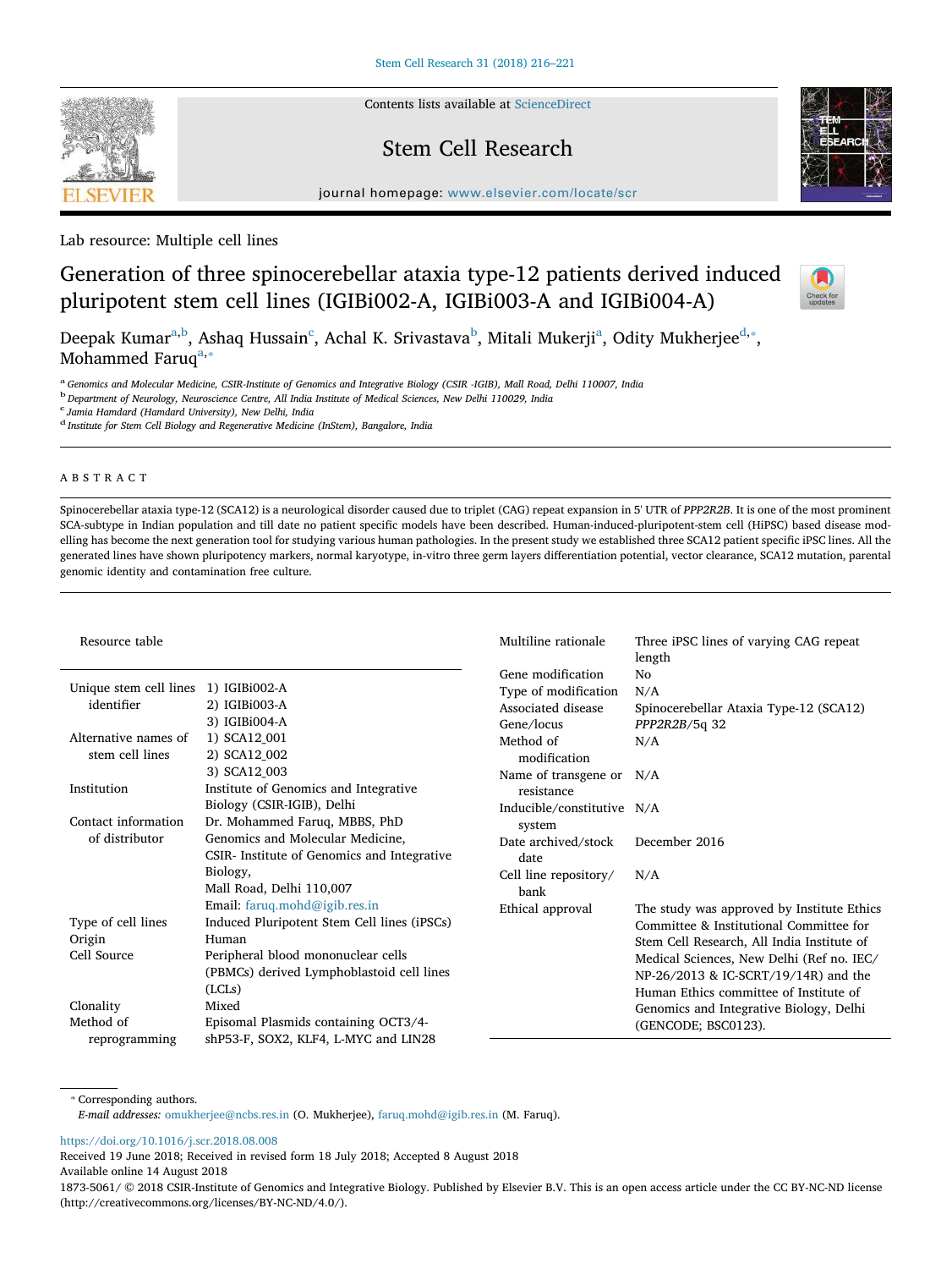Lab resource: Multiple cell lines

# Generation of three spinocerebellar ataxia type-12 patients derived induced pluripotent stem cell lines (IGIBi002-A, IGIBi003-A and IGIBi004-A)

Deepak Kumar[a,b], Ashaq Hussain[c], Achal K. Srivastava[b], Mitali Mukerji[a], Odity Mukherjee[d,*], Mohammed Faruq[a,*]

[a] Genomics and Molecular Medicine, CSIR-Institute of Genomics and Integrative Biology (CSIR -IGIB), Mall Road, Delhi 110007, India
[b] Department of Neurology, Neuroscience Centre, All India Institute of Medical Sciences, New Delhi 110029, India
[c] Jamia Hamdard (Hamdard University), New Delhi, India
[d] Institute for Stem Cell Biology and Regenerative Medicine (InStem), Bangalore, India

## ABSTRACT

Spinocerebellar ataxia type-12 (SCA12) is a neurological disorder caused due to triplet (CAG) repeat expansion in 5' UTR of *PPP2R2B*. It is one of the most prominent SCA-subtype in Indian population and till date no patient specific models have been described. Human-induced-pluripotent-stem cell (HiPSC) based disease modelling has become the next generation tool for studying various human pathologies. In the present study we established three SCA12 patient specific iPSC lines. All the generated lines have shown pluripotency markers, normal karyotype, in-vitro three germ layers differentiation potential, vector clearance, SCA12 mutation, parental genomic identity and contamination free culture.

Resource table

| | |
|---|---|
| Unique stem cell lines identifier | 1) IGIBi002-A<br>2) IGIBi003-A<br>3) IGIBi004-A |
| Alternative names of stem cell lines | 1) SCA12_001<br>2) SCA12_002<br>3) SCA12_003 |
| Institution | Institute of Genomics and Integrative Biology (CSIR-IGIB), Delhi |
| Contact information of distributor | Dr. Mohammed Faruq, MBBS, PhD<br>Genomics and Molecular Medicine, CSIR- Institute of Genomics and Integrative Biology,<br>Mall Road, Delhi 110,007<br>Email: faruq.mohd@igib.res.in |
| Type of cell lines | Induced Pluripotent Stem Cell lines (iPSCs) |
| Origin | Human |
| Cell Source | Peripheral blood mononuclear cells (PBMCs) derived Lymphoblastoid cell lines (LCLs) |
| Clonality | Mixed |
| Method of reprogramming | Episomal Plasmids containing OCT3/4-shP53-F, SOX2, KLF4, L-MYC and LIN28 |
| Multiline rationale | Three iPSC lines of varying CAG repeat length |
| Gene modification | No |
| Type of modification | N/A |
| Associated disease | Spinocerebellar Ataxia Type-12 (SCA12) |
| Gene/locus | *PPP2R2B*/5q 32 |
| Method of modification | N/A |
| Name of transgene or resistance | N/A |
| Inducible/constitutive system | N/A |
| Date archived/stock date | December 2016 |
| Cell line repository/bank | N/A |
| Ethical approval | The study was approved by Institute Ethics Committee & Institutional Committee for Stem Cell Research, All India Institute of Medical Sciences, New Delhi (Ref no. IEC/NP-26/2013 & IC-SCRT/19/14R) and the Human Ethics committee of Institute of Genomics and Integrative Biology, Delhi (GENCODE; BSC0123). |

* Corresponding authors.
*E-mail addresses:* omukherjee@ncbs.res.in (O. Mukherjee), faruq.mohd@igib.res.in (M. Faruq).

https://doi.org/10.1016/j.scr.2018.08.008
Received 19 June 2018; Received in revised form 18 July 2018; Accepted 8 August 2018
Available online 14 August 2018
1873-5061/ © 2018 CSIR-Institute of Genomics and Integrative Biology. Published by Elsevier B.V. This is an open access article under the CC BY-NC-ND license (http://creativecommons.org/licenses/BY-NC-ND/4.0/).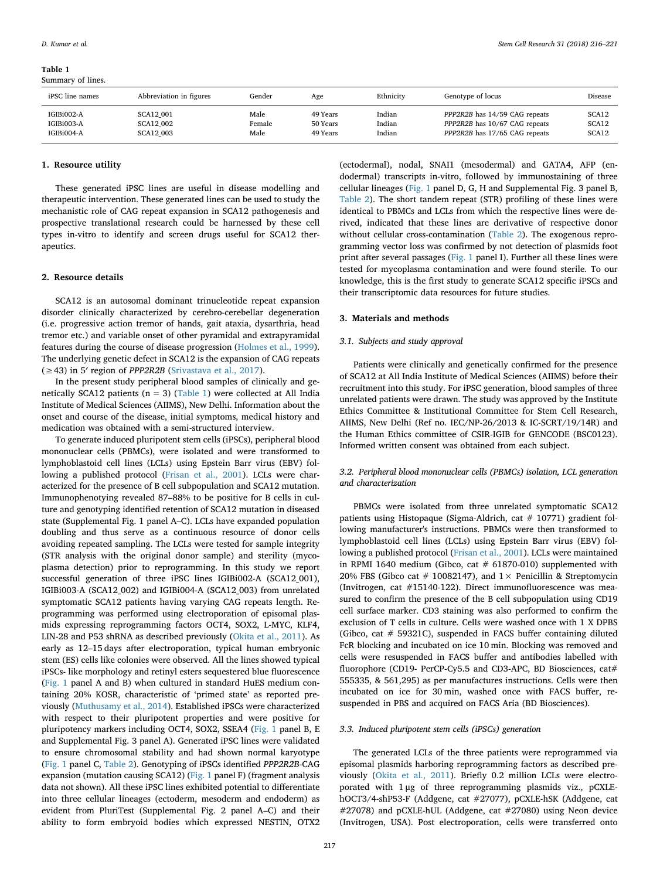**Table 1**
Summary of lines.

| iPSC line names | Abbreviation in figures | Gender | Age | Ethnicity | Genotype of locus | Disease |
|---|---|---|---|---|---|---|
| IGIBi002-A | SCA12_001 | Male | 49 Years | Indian | *PPP2R2B* has 14/59 CAG repeats | SCA12 |
| IGIBi003-A | SCA12_002 | Female | 50 Years | Indian | *PPP2R2B* has 10/67 CAG repeats | SCA12 |
| IGIBi004-A | SCA12_003 | Male | 49 Years | Indian | *PPP2R2B* has 17/65 CAG repeats | SCA12 |

## 1. Resource utility

These generated iPSC lines are useful in disease modelling and therapeutic intervention. These generated lines can be used to study the mechanistic role of CAG repeat expansion in SCA12 pathogenesis and prospective translational research could be harnessed by these cell types in-vitro to identify and screen drugs useful for SCA12 therapeutics.

## 2. Resource details

SCA12 is an autosomal dominant trinucleotide repeat expansion disorder clinically characterized by cerebro-cerebellar degeneration (i.e. progressive action tremor of hands, gait ataxia, dysarthria, head tremor etc.) and variable onset of other pyramidal and extrapyramidal features during the course of disease progression (Holmes et al., 1999). The underlying genetic defect in SCA12 is the expansion of CAG repeats (≥43) in 5′ region of *PPP2R2B* (Srivastava et al., 2017).

In the present study peripheral blood samples of clinically and genetically SCA12 patients (n = 3) (Table 1) were collected at All India Institute of Medical Sciences (AIIMS), New Delhi. Information about the onset and course of the disease, initial symptoms, medical history and medication was obtained with a semi-structured interview.

To generate induced pluripotent stem cells (iPSCs), peripheral blood mononuclear cells (PBMCs), were isolated and were transformed to lymphoblastoid cell lines (LCLs) using Epstein Barr virus (EBV) following a published protocol (Frisan et al., 2001). LCLs were characterized for the presence of B cell subpopulation and SCA12 mutation. Immunophenotying revealed 87–88% to be positive for B cells in culture and genotyping identified retention of SCA12 mutation in diseased state (Supplemental Fig. 1 panel A–C). LCLs have expanded population doubling and thus serve as a continuous resource of donor cells avoiding repeated sampling. The LCLs were tested for sample integrity (STR analysis with the original donor sample) and sterility (mycoplasma detection) prior to reprogramming. In this study we report successful generation of three iPSC lines IGIBi002-A (SCA12_001), IGIBi003-A (SCA12_002) and IGIBi004-A (SCA12_003) from unrelated symptomatic SCA12 patients having varying CAG repeats length. Reprogramming was performed using electroporation of episomal plasmids expressing reprogramming factors OCT4, SOX2, L-MYC, KLF4, LIN-28 and P53 shRNA as described previously (Okita et al., 2011). As early as 12–15 days after electroporation, typical human embryonic stem (ES) cells like colonies were observed. All the lines showed typical iPSCs- like morphology and retinyl esters sequestered blue fluorescence (Fig. 1 panel A and B) when cultured in standard HuES medium containing 20% KOSR, characteristic of 'primed state' as reported previously (Muthusamy et al., 2014). Established iPSCs were characterized with respect to their pluripotent properties and were positive for pluripotency markers including OCT4, SOX2, SSEA4 (Fig. 1 panel B, E and Supplemental Fig. 3 panel A). Generated iPSC lines were validated to ensure chromosomal stability and had shown normal karyotype (Fig. 1 panel C, Table 2). Genotyping of iPSCs identified *PPP2R2B*-CAG expansion (mutation causing SCA12) (Fig. 1 panel F) (fragment analysis data not shown). All these iPSC lines exhibited potential to differentiate into three cellular lineages (ectoderm, mesoderm and endoderm) as evident from PluriTest (Supplemental Fig. 2 panel A–C) and their ability to form embryoid bodies which expressed NESTIN, OTX2 (ectodermal), nodal, SNAI1 (mesodermal) and GATA4, AFP (endodermal) transcripts in-vitro, followed by immunostaining of three cellular lineages (Fig. 1 panel D, G, H and Supplemental Fig. 3 panel B, Table 2). The short tandem repeat (STR) profiling of these lines were identical to PBMCs and LCLs from which the respective lines were derived, indicated that these lines are derivative of respective donor without cellular cross-contamination (Table 2). The exogenous reprogramming vector loss was confirmed by not detection of plasmids foot print after several passages (Fig. 1 panel I). Further all these lines were tested for mycoplasma contamination and were found sterile. To our knowledge, this is the first study to generate SCA12 specific iPSCs and their transcriptomic data resources for future studies.

## 3. Materials and methods

### 3.1. Subjects and study approval

Patients were clinically and genetically confirmed for the presence of SCA12 at All India Institute of Medical Sciences (AIIMS) before their recruitment into this study. For iPSC generation, blood samples of three unrelated patients were drawn. The study was approved by the Institute Ethics Committee & Institutional Committee for Stem Cell Research, AIIMS, New Delhi (Ref no. IEC/NP-26/2013 & IC-SCRT/19/14R) and the Human Ethics committee of CSIR-IGIB for GENCODE (BSC0123). Informed written consent was obtained from each subject.

### 3.2. Peripheral blood mononuclear cells (PBMCs) isolation, LCL generation and characterization

PBMCs were isolated from three unrelated symptomatic SCA12 patients using Histopaque (Sigma-Aldrich, cat # 10771) gradient following manufacturer's instructions. PBMCs were then transformed to lymphoblastoid cell lines (LCLs) using Epstein Barr virus (EBV) following a published protocol (Frisan et al., 2001). LCLs were maintained in RPMI 1640 medium (Gibco, cat # 61870-010) supplemented with 20% FBS (Gibco cat # 10082147), and 1× Penicillin & Streptomycin (Invitrogen, cat #15140-122). Direct immunofluorescence was measured to confirm the presence of the B cell subpopulation using CD19 cell surface marker. CD3 staining was also performed to confirm the exclusion of T cells in culture. Cells were washed once with 1 X DPBS (Gibco, cat # 59321C), suspended in FACS buffer containing diluted FcR blocking and incubated on ice 10 min. Blocking was removed and cells were resuspended in FACS buffer and antibodies labelled with fluorophore (CD19- PerCP-Cy5.5 and CD3-APC, BD Biosciences, cat# 555335, & 561,295) as per manufactures instructions. Cells were then incubated on ice for 30 min, washed once with FACS buffer, resuspended in PBS and acquired on FACS Aria (BD Biosciences).

### 3.3. Induced pluripotent stem cells (iPSCs) generation

The generated LCLs of the three patients were reprogrammed via episomal plasmids harboring reprogramming factors as described previously (Okita et al., 2011). Briefly 0.2 million LCLs were electroporated with 1 μg of three reprogramming plasmids viz., pCXLE-hOCT3/4-shP53-F (Addgene, cat #27077), pCXLE-hSK (Addgene, cat #27078) and pCXLE-hUL (Addgene, cat #27080) using Neon device (Invitrogen, USA). Post electroporation, cells were transferred onto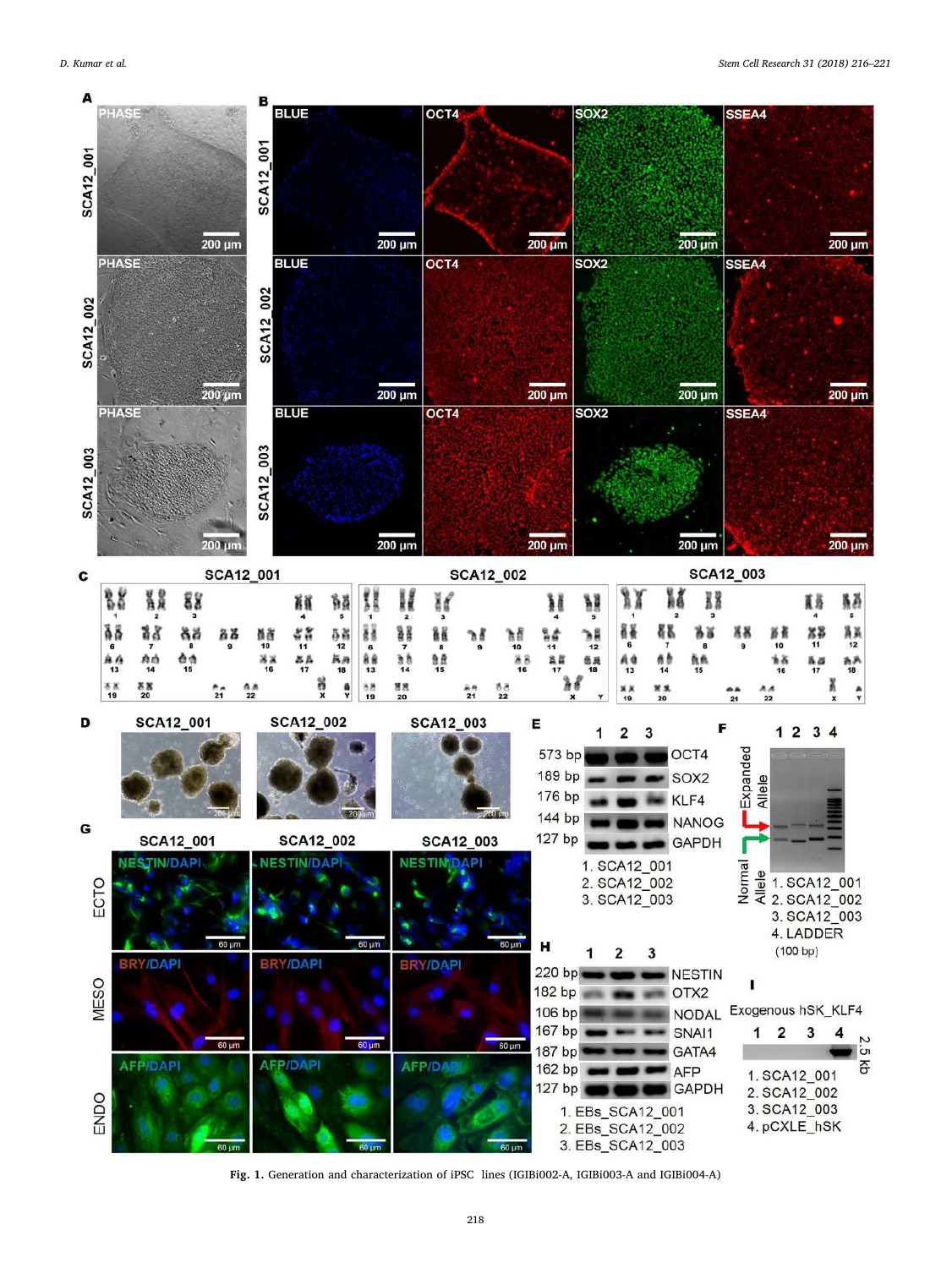**Fig. 1.** Generation and characterization of iPSC lines (IGIBi002-A, IGIBi003-A and IGIBi004-A)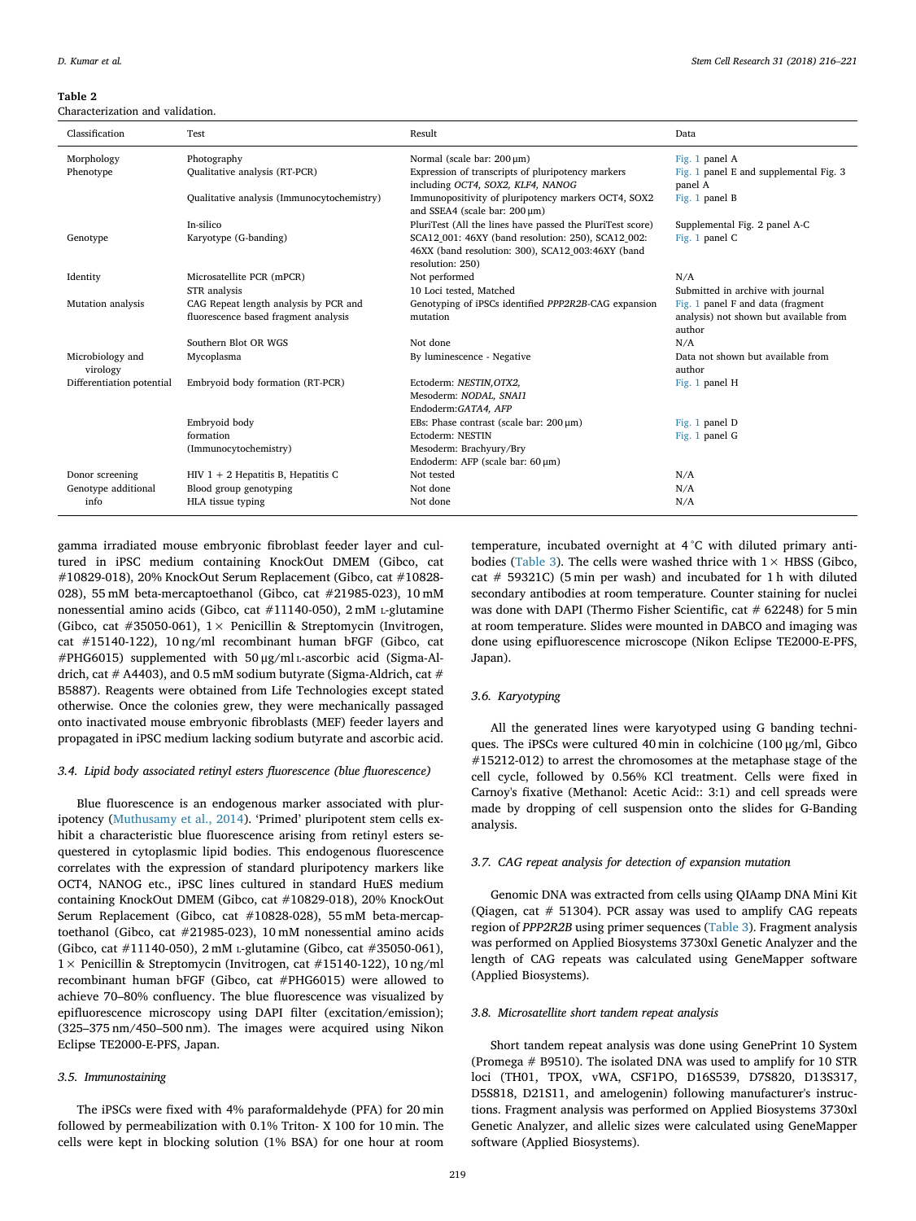**Table 2**
Characterization and validation.

| Classification | Test | Result | Data |
|---|---|---|---|
| Morphology | Photography | Normal (scale bar: 200 µm) | Fig. 1 panel A |
| Phenotype | Qualitative analysis (RT-PCR) | Expression of transcripts of pluripotency markers including *OCT4, SOX2, KLF4, NANOG* | Fig. 1 panel E and supplemental Fig. 3 panel A |
| | Qualitative analysis (Immunocytochemistry) | Immunopositivity of pluripotency markers OCT4, SOX2 and SSEA4 (scale bar: 200 µm) | Fig. 1 panel B |
| | In-silico | PluriTest (All the lines have passed the PluriTest score) | Supplemental Fig. 2 panel A-C |
| Genotype | Karyotype (G-banding) | SCA12_001: 46XY (band resolution: 250), SCA12_002: 46XX (band resolution: 300), SCA12_003:46XY (band resolution: 250) | Fig. 1 panel C |
| Identity | Microsatellite PCR (mPCR) | Not performed | N/A |
| | STR analysis | 10 Loci tested, Matched | Submitted in archive with journal |
| Mutation analysis | CAG Repeat length analysis by PCR and fluorescence based fragment analysis | Genotyping of iPSCs identified *PPP2R2B*-CAG expansion mutation | Fig. 1 panel F and data (fragment analysis) not shown but available from author |
| | Southern Blot OR WGS | Not done | N/A |
| Microbiology and virology | Mycoplasma | By luminescence - Negative | Data not shown but available from author |
| Differentiation potential | Embryoid body formation (RT-PCR) | Ectoderm: *NESTIN,OTX2,* Mesoderm: *NODAL, SNAI1* Endoderm:*GATA4, AFP* | Fig. 1 panel H |
| | Embryoid body formation (Immunocytochemistry) | EBs: Phase contrast (scale bar: 200 µm) Ectoderm: NESTIN Mesoderm: Brachyury/Bry Endoderm: AFP (scale bar: 60 µm) | Fig. 1 panel D Fig. 1 panel G |
| Donor screening | HIV 1 + 2 Hepatitis B, Hepatitis C | Not tested | N/A |
| Genotype additional info | Blood group genotyping | Not done | N/A |
| | HLA tissue typing | Not done | N/A |

gamma irradiated mouse embryonic fibroblast feeder layer and cultured in iPSC medium containing KnockOut DMEM (Gibco, cat #10829-018), 20% KnockOut Serum Replacement (Gibco, cat #10828-028), 55 mM beta-mercaptoethanol (Gibco, cat #21985-023), 10 mM nonessential amino acids (Gibco, cat #11140-050), 2 mM L-glutamine (Gibco, cat #35050-061), 1× Penicillin & Streptomycin (Invitrogen, cat #15140-122), 10 ng/ml recombinant human bFGF (Gibco, cat #PHG6015) supplemented with 50 µg/ml L-ascorbic acid (Sigma-Aldrich, cat # A4403), and 0.5 mM sodium butyrate (Sigma-Aldrich, cat # B5887). Reagents were obtained from Life Technologies except stated otherwise. Once the colonies grew, they were mechanically passaged onto inactivated mouse embryonic fibroblasts (MEF) feeder layers and propagated in iPSC medium lacking sodium butyrate and ascorbic acid.

### 3.4. Lipid body associated retinyl esters fluorescence (blue fluorescence)

Blue fluorescence is an endogenous marker associated with pluripotency (Muthusamy et al., 2014). 'Primed' pluripotent stem cells exhibit a characteristic blue fluorescence arising from retinyl esters sequestered in cytoplasmic lipid bodies. This endogenous fluorescence correlates with the expression of standard pluripotency markers like OCT4, NANOG etc., iPSC lines cultured in standard HuES medium containing KnockOut DMEM (Gibco, cat #10829-018), 20% KnockOut Serum Replacement (Gibco, cat #10828-028), 55 mM beta-mercaptoethanol (Gibco, cat #21985-023), 10 mM nonessential amino acids (Gibco, cat #11140-050), 2 mM L-glutamine (Gibco, cat #35050-061), 1× Penicillin & Streptomycin (Invitrogen, cat #15140-122), 10 ng/ml recombinant human bFGF (Gibco, cat #PHG6015) were allowed to achieve 70–80% confluency. The blue fluorescence was visualized by epifluorescence microscopy using DAPI filter (excitation/emission); (325–375 nm/450–500 nm). The images were acquired using Nikon Eclipse TE2000-E-PFS, Japan.

### 3.5. Immunostaining

The iPSCs were fixed with 4% paraformaldehyde (PFA) for 20 min followed by permeabilization with 0.1% Triton- X 100 for 10 min. The cells were kept in blocking solution (1% BSA) for one hour at room temperature, incubated overnight at 4 °C with diluted primary antibodies (Table 3). The cells were washed thrice with 1× HBSS (Gibco, cat # 59321C) (5 min per wash) and incubated for 1 h with diluted secondary antibodies at room temperature. Counter staining for nuclei was done with DAPI (Thermo Fisher Scientific, cat # 62248) for 5 min at room temperature. Slides were mounted in DABCO and imaging was done using epifluorescence microscope (Nikon Eclipse TE2000-E-PFS, Japan).

### 3.6. Karyotyping

All the generated lines were karyotyped using G banding techniques. The iPSCs were cultured 40 min in colchicine (100 µg/ml, Gibco #15212-012) to arrest the chromosomes at the metaphase stage of the cell cycle, followed by 0.56% KCl treatment. Cells were fixed in Carnoy's fixative (Methanol: Acetic Acid:: 3:1) and cell spreads were made by dropping of cell suspension onto the slides for G-Banding analysis.

### 3.7. CAG repeat analysis for detection of expansion mutation

Genomic DNA was extracted from cells using QIAamp DNA Mini Kit (Qiagen, cat # 51304). PCR assay was used to amplify CAG repeats region of *PPP2R2B* using primer sequences (Table 3). Fragment analysis was performed on Applied Biosystems 3730xl Genetic Analyzer and the length of CAG repeats was calculated using GeneMapper software (Applied Biosystems).

### 3.8. Microsatellite short tandem repeat analysis

Short tandem repeat analysis was done using GenePrint 10 System (Promega # B9510). The isolated DNA was used to amplify for 10 STR loci (TH01, TPOX, vWA, CSF1PO, D16S539, D7S820, D13S317, D5S818, D21S11, and amelogenin) following manufacturer's instructions. Fragment analysis was performed on Applied Biosystems 3730xl Genetic Analyzer, and allelic sizes were calculated using GeneMapper software (Applied Biosystems).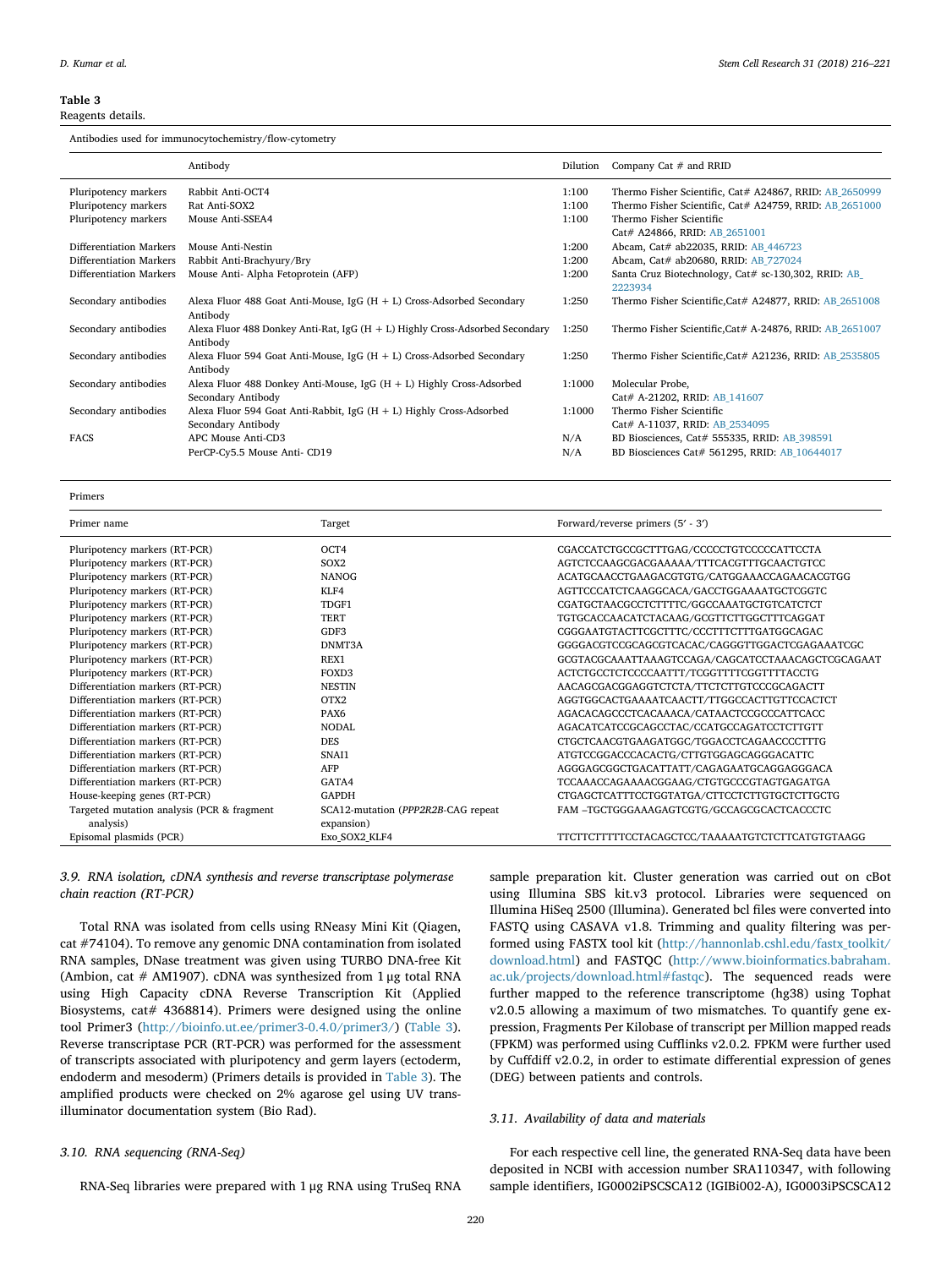**Table 3**
Reagents details.

Antibodies used for immunocytochemistry/flow-cytometry

| | Antibody | Dilution | Company Cat # and RRID |
|---|---|---|---|
| Pluripotency markers | Rabbit Anti-OCT4 | 1:100 | Thermo Fisher Scientific, Cat# A24867, RRID: AB_2650999 |
| Pluripotency markers | Rat Anti-SOX2 | 1:100 | Thermo Fisher Scientific, Cat# A24759, RRID: AB_2651000 |
| Pluripotency markers | Mouse Anti-SSEA4 | 1:100 | Thermo Fisher Scientific Cat# A24866, RRID: AB_2651001 |
| Differentiation Markers | Mouse Anti-Nestin | 1:200 | Abcam, Cat# ab22035, RRID: AB_446723 |
| Differentiation Markers | Rabbit Anti-Brachyury/Bry | 1:200 | Abcam, Cat# ab20680, RRID: AB_727024 |
| Differentiation Markers | Mouse Anti- Alpha Fetoprotein (AFP) | 1:200 | Santa Cruz Biotechnology, Cat# sc-130,302, RRID: AB_2223934 |
| Secondary antibodies | Alexa Fluor 488 Goat Anti-Mouse, IgG (H + L) Cross-Adsorbed Secondary Antibody | 1:250 | Thermo Fisher Scientific,Cat# A24877, RRID: AB_2651008 |
| Secondary antibodies | Alexa Fluor 488 Donkey Anti-Rat, IgG (H + L) Highly Cross-Adsorbed Secondary Antibody | 1:250 | Thermo Fisher Scientific,Cat# A-24876, RRID: AB_2651007 |
| Secondary antibodies | Alexa Fluor 594 Goat Anti-Mouse, IgG (H + L) Cross-Adsorbed Secondary Antibody | 1:250 | Thermo Fisher Scientific,Cat# A21236, RRID: AB_2535805 |
| Secondary antibodies | Alexa Fluor 488 Donkey Anti-Mouse, IgG (H + L) Highly Cross-Adsorbed Secondary Antibody | 1:1000 | Molecular Probe, Cat# A-21202, RRID: AB_141607 |
| Secondary antibodies | Alexa Fluor 594 Goat Anti-Rabbit, IgG (H + L) Highly Cross-Adsorbed Secondary Antibody | 1:1000 | Thermo Fisher Scientific Cat# A-11037, RRID: AB_2534095 |
| FACS | APC Mouse Anti-CD3 | N/A | BD Biosciences, Cat# 555335, RRID: AB_398591 |
| | PerCP-Cy5.5 Mouse Anti- CD19 | N/A | BD Biosciences Cat# 561295, RRID: AB_10644017 |

Primers

| Primer name | Target | Forward/reverse primers (5′ - 3′) |
|---|---|---|
| Pluripotency markers (RT-PCR) | OCT4 | CGACCATCTGCCGCTTTGAG/CCCCCTGTCCCCCATTCCTA |
| Pluripotency markers (RT-PCR) | SOX2 | AGTCTCCAAGCGACGAAAAA/TTTCACGTTTGCAACTGTCC |
| Pluripotency markers (RT-PCR) | NANOG | ACATGCAACCTGAAGACGTGTG/CATGGAAACCAGAACACGTGG |
| Pluripotency markers (RT-PCR) | KLF4 | AGTTCCCATCTCAAGGCACA/GACCTGGAAAATGCTCGGTC |
| Pluripotency markers (RT-PCR) | TDGF1 | CGATGCTAACGCCTCTTTTC/GGCCAAATGCTGTCATCTCT |
| Pluripotency markers (RT-PCR) | TERT | TGTGCACCAACATCTACAAG/GCGTTCTTGGCTTTCAGGAT |
| Pluripotency markers (RT-PCR) | GDF3 | CGGGAATGTACTTCGCTTTC/CCCTTTCTTGATGGCAGAC |
| Pluripotency markers (RT-PCR) | DNMT3A | GGGGACGTCCGCAGCGTCACAC/CAGGGTTGGACTCGAGAAATCGC |
| Pluripotency markers (RT-PCR) | REX1 | GCGTACGCAAATTAAAGTCCAGA/CAGCATCCTAAACAGCTCGCAGAAT |
| Pluripotency markers (RT-PCR) | FOXD3 | ACTCTGCCTCTCCCCAATTT/TCGGTTTTCGGTTTTACCTG |
| Differentiation markers (RT-PCR) | NESTIN | AACAGCGACGGAGGTCTCTA/TTCTCTTGTCCCGCAGACTT |
| Differentiation markers (RT-PCR) | OTX2 | AGGTGGCACTGAAAATCAACTT/TTGGCCACTTGTTCCACTCT |
| Differentiation markers (RT-PCR) | PAX6 | AGACACAGCCCTCACAAACA/CATAACTCCGCCCATTCACC |
| Differentiation markers (RT-PCR) | NODAL | AGACATCATCCGCAGCCTAC/CCATGCCAGATCCTCTTGTT |
| Differentiation markers (RT-PCR) | DES | CTGCTCAACGTGAAGATGGC/TGGACCTCAGAACCCCTTTG |
| Differentiation markers (RT-PCR) | SNAI1 | ATGTCCGGACCCACACTG/CTTGTGGAGCAGGGACATTC |
| Differentiation markers (RT-PCR) | AFP | AGGGAGCGGCTGACATTATT/CAGAGAATGCAGGAGGGACA |
| Differentiation markers (RT-PCR) | GATA4 | TCCAAACCAGAAAACGGAAG/CTGTGCCCGTAGTGAGATGA |
| House-keeping genes (RT-PCR) | GAPDH | CTGAGCTCATTTCCTGGTATGA/CTTCCTCTTGTGCTCTTGCTG |
| Targeted mutation analysis (PCR & fragment analysis) | SCA12-mutation (*PPP2R2B*-CAG repeat expansion) | FAM –TGCTGGGAAAGAGTCGTG/GCCAGCGCACTCACCCTC |
| Episomal plasmids (PCR) | Exo_SOX2_KLF4 | TTCTTCTTTTTCCTACAGCTCC/TAAAAATGTCTCTTCATGTGTAAGG |

### 3.9. RNA isolation, cDNA synthesis and reverse transcriptase polymerase chain reaction (RT-PCR)

Total RNA was isolated from cells using RNeasy Mini Kit (Qiagen, cat #74104). To remove any genomic DNA contamination from isolated RNA samples, DNase treatment was given using TURBO DNA-free Kit (Ambion, cat # AM1907). cDNA was synthesized from 1 µg total RNA using High Capacity cDNA Reverse Transcription Kit (Applied Biosystems, cat# 4368814). Primers were designed using the online tool Primer3 (http://bioinfo.ut.ee/primer3-0.4.0/primer3/) (Table 3). Reverse transcriptase PCR (RT-PCR) was performed for the assessment of transcripts associated with pluripotency and germ layers (ectoderm, endoderm and mesoderm) (Primers details is provided in Table 3). The amplified products were checked on 2% agarose gel using UV trans-illuminator documentation system (Bio Rad).

### 3.10. RNA sequencing (RNA-Seq)

RNA-Seq libraries were prepared with 1 µg RNA using TruSeq RNA sample preparation kit. Cluster generation was carried out on cBot using Illumina SBS kit.v3 protocol. Libraries were sequenced on Illumina HiSeq 2500 (Illumina). Generated bcl files were converted into FASTQ using CASAVA v1.8. Trimming and quality filtering was performed using FASTX tool kit (http://hannonlab.cshl.edu/fastx_toolkit/download.html) and FASTQC (http://www.bioinformatics.babraham.ac.uk/projects/download.html#fastqc). The sequenced reads were further mapped to the reference transcriptome (hg38) using Tophat v2.0.5 allowing a maximum of two mismatches. To quantify gene expression, Fragments Per Kilobase of transcript per Million mapped reads (FPKM) was performed using Cufflinks v2.0.2. FPKM were further used by Cuffdiff v2.0.2, in order to estimate differential expression of genes (DEG) between patients and controls.

### 3.11. Availability of data and materials

For each respective cell line, the generated RNA-Seq data have been deposited in NCBI with accession number SRA110347, with following sample identifiers, IG0002iPSCSCA12 (IGIBi002-A), IG0003iPSCSCA12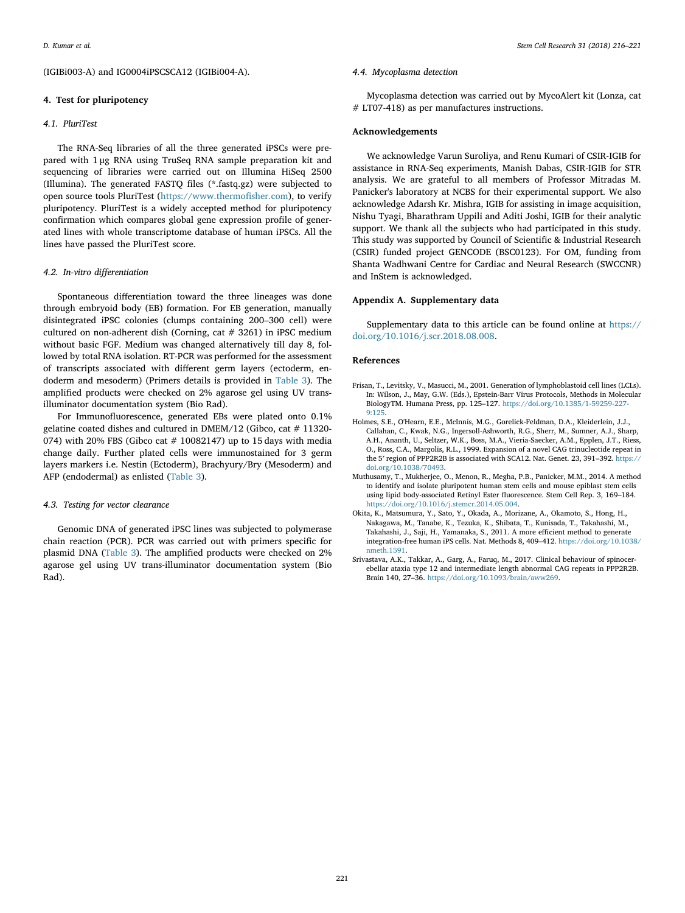(IGIBi003-A) and IG0004iPSCSCA12 (IGIBi004-A).

## 4. Test for pluripotency

### 4.1. PluriTest

The RNA-Seq libraries of all the three generated iPSCs were prepared with 1 μg RNA using TruSeq RNA sample preparation kit and sequencing of libraries were carried out on Illumina HiSeq 2500 (Illumina). The generated FASTQ files (*.fastq.gz) were subjected to open source tools PluriTest (https://www.thermofisher.com), to verify pluripotency. PluriTest is a widely accepted method for pluripotency confirmation which compares global gene expression profile of generated lines with whole transcriptome database of human iPSCs. All the lines have passed the PluriTest score.

### 4.2. In-vitro differentiation

Spontaneous differentiation toward the three lineages was done through embryoid body (EB) formation. For EB generation, manually disintegrated iPSC colonies (clumps containing 200–300 cell) were cultured on non-adherent dish (Corning, cat # 3261) in iPSC medium without basic FGF. Medium was changed alternatively till day 8, followed by total RNA isolation. RT-PCR was performed for the assessment of transcripts associated with different germ layers (ectoderm, endoderm and mesoderm) (Primers details is provided in Table 3). The amplified products were checked on 2% agarose gel using UV trans-illuminator documentation system (Bio Rad).

For Immunofluorescence, generated EBs were plated onto 0.1% gelatine coated dishes and cultured in DMEM/12 (Gibco, cat # 11320-074) with 20% FBS (Gibco cat # 10082147) up to 15 days with media change daily. Further plated cells were immunostained for 3 germ layers markers i.e. Nestin (Ectoderm), Brachyury/Bry (Mesoderm) and AFP (endodermal) as enlisted (Table 3).

### 4.3. Testing for vector clearance

Genomic DNA of generated iPSC lines was subjected to polymerase chain reaction (PCR). PCR was carried out with primers specific for plasmid DNA (Table 3). The amplified products were checked on 2% agarose gel using UV trans-illuminator documentation system (Bio Rad).

### 4.4. Mycoplasma detection

Mycoplasma detection was carried out by MycoAlert kit (Lonza, cat # LT07-418) as per manufactures instructions.

## Acknowledgements

We acknowledge Varun Suroliya, and Renu Kumari of CSIR-IGIB for assistance in RNA-Seq experiments, Manish Dabas, CSIR-IGIB for STR analysis. We are grateful to all members of Professor Mitradas M. Panicker's laboratory at NCBS for their experimental support. We also acknowledge Adarsh Kr. Mishra, IGIB for assisting in image acquisition, Nishu Tyagi, Bharathram Uppili and Aditi Joshi, IGIB for their analytic support. We thank all the subjects who had participated in this study. This study was supported by Council of Scientific & Industrial Research (CSIR) funded project GENCODE (BSC0123). For OM, funding from Shanta Wadhwani Centre for Cardiac and Neural Research (SWCCNR) and InStem is acknowledged.

## Appendix A. Supplementary data

Supplementary data to this article can be found online at https://doi.org/10.1016/j.scr.2018.08.008.

## References

Frisan, T., Levitsky, V., Masucci, M., 2001. Generation of lymphoblastoid cell lines (LCLs). In: Wilson, J., May, G.W. (Eds.), Epstein-Barr Virus Protocols, Methods in Molecular BiologyTM. Humana Press, pp. 125–127. https://doi.org/10.1385/1-59259-227-9:125.

Holmes, S.E., O'Hearn, E.E., McInnis, M.G., Gorelick-Feldman, D.A., Kleiderlein, J.J., Callahan, C., Kwak, N.G., Ingersoll-Ashworth, R.G., Sherr, M., Sumner, A.J., Sharp, A.H., Ananth, U., Seltzer, W.K., Boss, M.A., Vieria-Saecker, A.M., Epplen, J.T., Riess, O., Ross, C.A., Margolis, R.L., 1999. Expansion of a novel CAG trinucleotide repeat in the 5′ region of PPP2R2B is associated with SCA12. Nat. Genet. 23, 391–392. https://doi.org/10.1038/70493.

Muthusamy, T., Mukherjee, O., Menon, R., Megha, P.B., Panicker, M.M., 2014. A method to identify and isolate pluripotent human stem cells and mouse epiblast stem cells using lipid body-associated Retinyl Ester fluorescence. Stem Cell Rep. 3, 169–184. https://doi.org/10.1016/j.stemcr.2014.05.004.

Okita, K., Matsumura, Y., Sato, Y., Okada, A., Morizane, A., Okamoto, S., Hong, H., Nakagawa, M., Tanabe, K., Tezuka, K., Shibata, T., Kunisada, T., Takahashi, M., Takahashi, J., Saji, H., Yamanaka, S., 2011. A more efficient method to generate integration-free human iPS cells. Nat. Methods 8, 409–412. https://doi.org/10.1038/nmeth.1591.

Srivastava, A.K., Takkar, A., Garg, A., Faruq, M., 2017. Clinical behaviour of spinocerebellar ataxia type 12 and intermediate length abnormal CAG repeats in PPP2R2B. Brain 140, 27–36. https://doi.org/10.1093/brain/aww269.